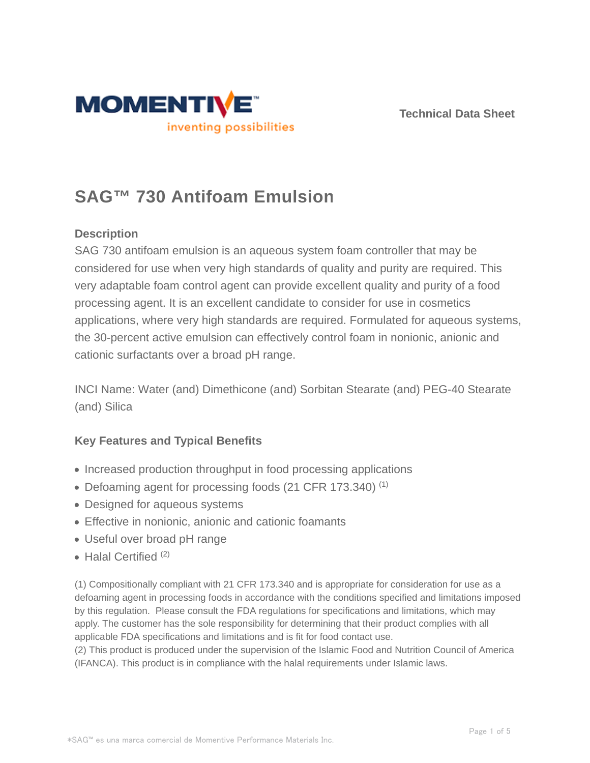Technical Data Sheet

# SAG™ 730 Antifoam Emulsion

## Description

SAG 730 antifoam emulsion is an aqueous system foam controller that may be considered for use when very high standards of quality and purity are required. This very adaptable foam control agent can provide excellent quality and purity of a food processing agent. It is an excellent candidate to consider for use in cosmetics applications, where very high standards are required. Formulated for aqueous systems, the 30-percent active emulsion can effectively control foam in nonionic, anionic and cationic surfactants over a broad pH range.

INCI Name: Water (and) Dimethicone (and) Sorbitan Stearate (and) PEG-40 Stearate (and) Silica

## Key Features and Typical Benefits

- Increased production throughput in food processing applications
- Defoaming agent for processing foods (21 CFR 173.340) (1)
- Designed for aqueous systems
- Effective in nonionic, anionic and cationic foamants
- Useful over broad pH range
- Halal Certified (2)

(1) Compositionally compliant with 21 CFR 173.340 and is appropriate for consideration for use as a defoaming agent in processing foods in accordance with the conditions specified and limitations imposed by this regulation. Please consult the FDA regulations for specifications and limitations, which may apply. The customer has the sole responsibility for determining that their product complies with all applicable FDA specifications and limitations and is fit for food contact use.
(2) This product is produced under the supervision of the Islamic Food and Nutrition Council of America (IFANCA). This product is in compliance with the halal requirements under Islamic laws.

*SAG™ es una marca comercial de Momentive Performance Materials Inc.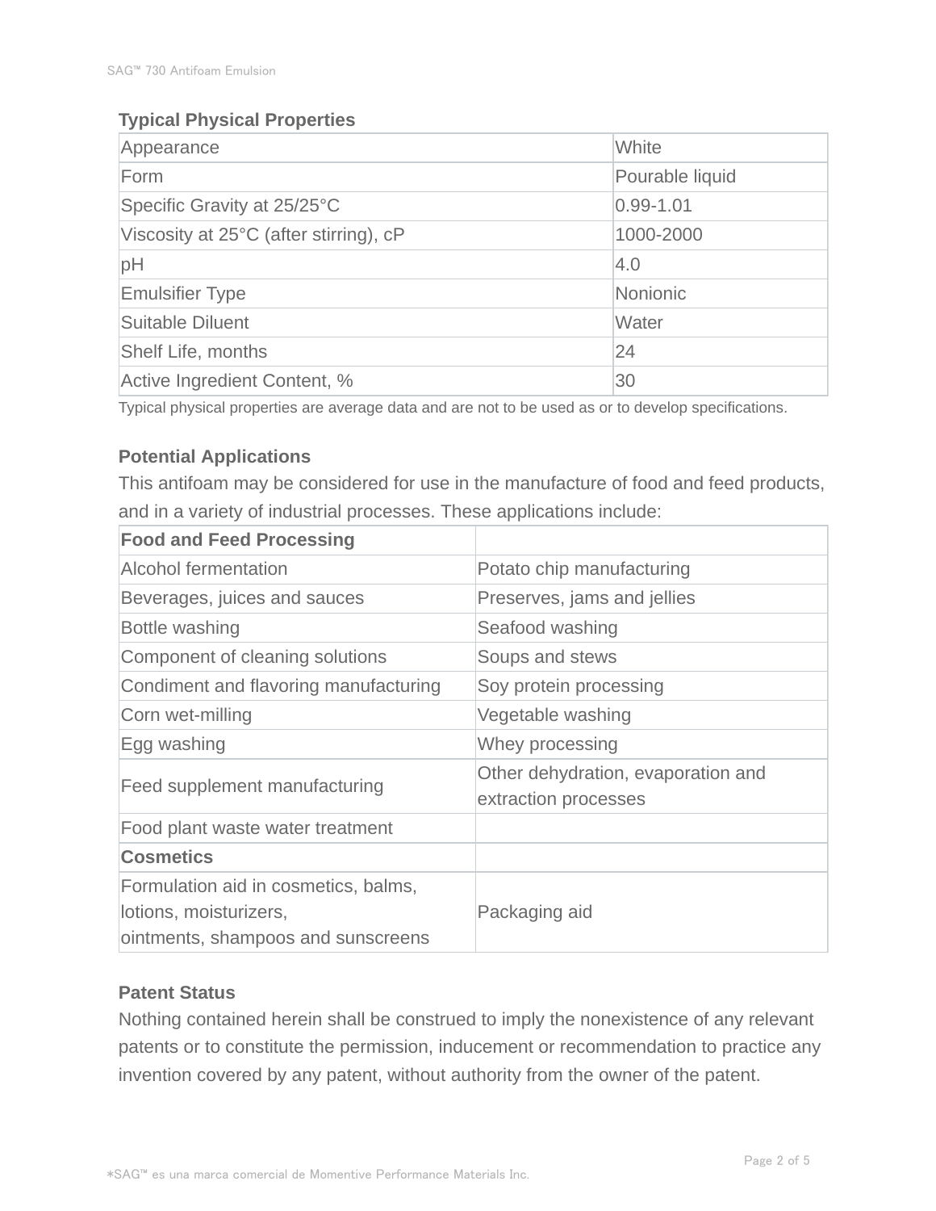## Typical Physical Properties

| Property | Value |
|---|---|
| Appearance | White |
| Form | Pourable liquid |
| Specific Gravity at 25/25°C | 0.99-1.01 |
| Viscosity at 25°C (after stirring), cP | 1000-2000 |
| pH | 4.0 |
| Emulsifier Type | Nonionic |
| Suitable Diluent | Water |
| Shelf Life, months | 24 |
| Active Ingredient Content, % | 30 |

Typical physical properties are average data and are not to be used as or to develop specifications.

## Potential Applications

This antifoam may be considered for use in the manufacture of food and feed products, and in a variety of industrial processes. These applications include:

| **Food and Feed Processing** | |
|---|---|
| Alcohol fermentation | Potato chip manufacturing |
| Beverages, juices and sauces | Preserves, jams and jellies |
| Bottle washing | Seafood washing |
| Component of cleaning solutions | Soups and stews |
| Condiment and flavoring manufacturing | Soy protein processing |
| Corn wet-milling | Vegetable washing |
| Egg washing | Whey processing |
| Feed supplement manufacturing | Other dehydration, evaporation and extraction processes |
| Food plant waste water treatment | |
| **Cosmetics** | |
| Formulation aid in cosmetics, balms, lotions, moisturizers, ointments, shampoos and sunscreens | Packaging aid |

## Patent Status

Nothing contained herein shall be construed to imply the nonexistence of any relevant patents or to constitute the permission, inducement or recommendation to practice any invention covered by any patent, without authority from the owner of the patent.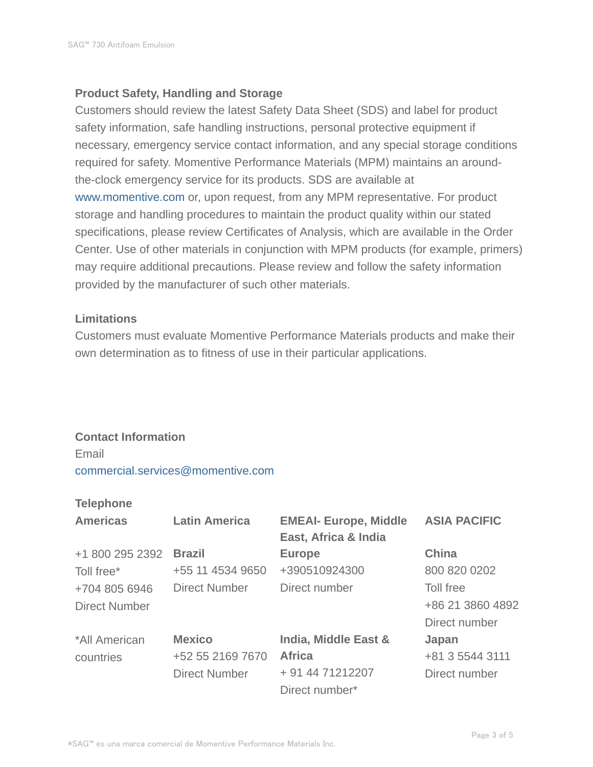## Product Safety, Handling and Storage

Customers should review the latest Safety Data Sheet (SDS) and label for product safety information, safe handling instructions, personal protective equipment if necessary, emergency service contact information, and any special storage conditions required for safety. Momentive Performance Materials (MPM) maintains an around-the-clock emergency service for its products. SDS are available at www.momentive.com or, upon request, from any MPM representative. For product storage and handling procedures to maintain the product quality within our stated specifications, please review Certificates of Analysis, which are available in the Order Center. Use of other materials in conjunction with MPM products (for example, primers) may require additional precautions. Please review and follow the safety information provided by the manufacturer of such other materials.

## Limitations

Customers must evaluate Momentive Performance Materials products and make their own determination as to fitness of use in their particular applications.

## Contact Information

Email
commercial.services@momentive.com

### Telephone

| Americas | Latin America | EMEAI- Europe, Middle East, Africa & India | ASIA PACIFIC |
|---|---|---|---|
| +1 800 295 2392<br>Toll free*<br>+704 805 6946<br>Direct Number | **Brazil**<br>+55 11 4534 9650<br>Direct Number | **Europe**<br>+390510924300<br>Direct number | **China**<br>800 820 0202<br>Toll free<br>+86 21 3860 4892<br>Direct number |
| *All American countries | **Mexico**<br>+52 55 2169 7670<br>Direct Number | **India, Middle East & Africa**<br>+ 91 44 71212207<br>Direct number* | **Japan**<br>+81 3 5544 3111<br>Direct number |

*SAG™ es una marca comercial de Momentive Performance Materials Inc.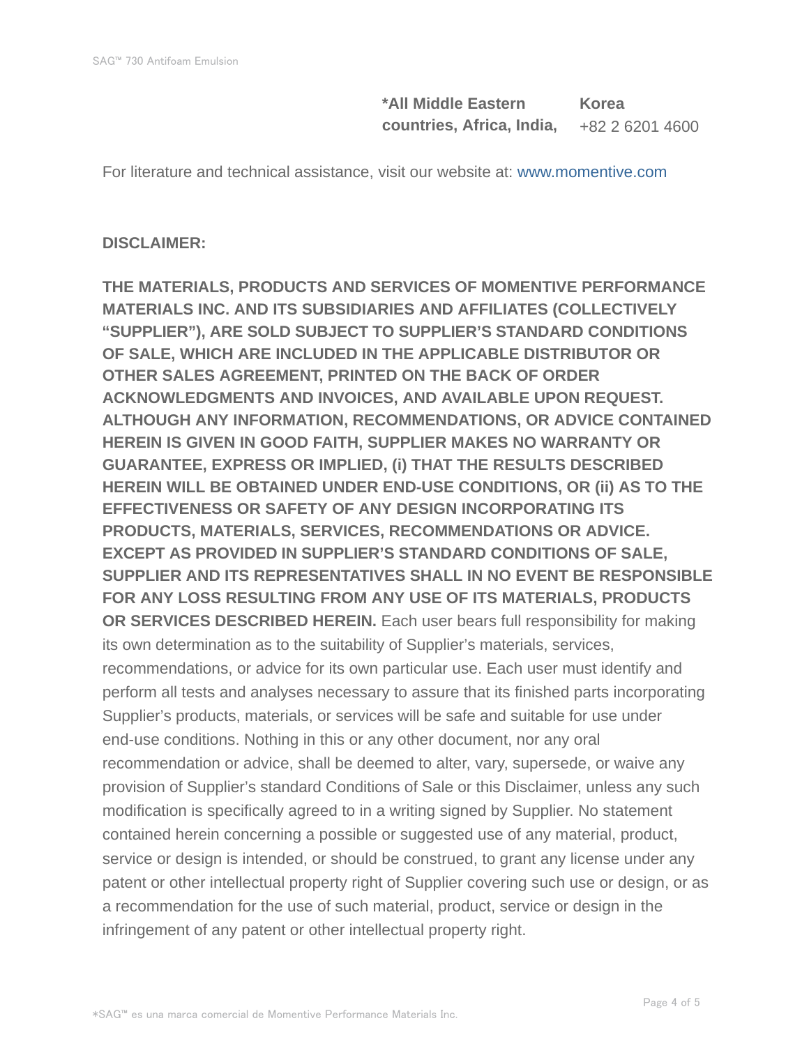| **\*All Middle Eastern countries, Africa, India,** | **Korea** +82 2 6201 4600 |
| --- | --- |

For literature and technical assistance, visit our website at: www.momentive.com

**DISCLAIMER:**

**THE MATERIALS, PRODUCTS AND SERVICES OF MOMENTIVE PERFORMANCE MATERIALS INC. AND ITS SUBSIDIARIES AND AFFILIATES (COLLECTIVELY “SUPPLIER”), ARE SOLD SUBJECT TO SUPPLIER’S STANDARD CONDITIONS OF SALE, WHICH ARE INCLUDED IN THE APPLICABLE DISTRIBUTOR OR OTHER SALES AGREEMENT, PRINTED ON THE BACK OF ORDER ACKNOWLEDGMENTS AND INVOICES, AND AVAILABLE UPON REQUEST. ALTHOUGH ANY INFORMATION, RECOMMENDATIONS, OR ADVICE CONTAINED HEREIN IS GIVEN IN GOOD FAITH, SUPPLIER MAKES NO WARRANTY OR GUARANTEE, EXPRESS OR IMPLIED, (i) THAT THE RESULTS DESCRIBED HEREIN WILL BE OBTAINED UNDER END-USE CONDITIONS, OR (ii) AS TO THE EFFECTIVENESS OR SAFETY OF ANY DESIGN INCORPORATING ITS PRODUCTS, MATERIALS, SERVICES, RECOMMENDATIONS OR ADVICE. EXCEPT AS PROVIDED IN SUPPLIER’S STANDARD CONDITIONS OF SALE, SUPPLIER AND ITS REPRESENTATIVES SHALL IN NO EVENT BE RESPONSIBLE FOR ANY LOSS RESULTING FROM ANY USE OF ITS MATERIALS, PRODUCTS OR SERVICES DESCRIBED HEREIN.** Each user bears full responsibility for making its own determination as to the suitability of Supplier’s materials, services, recommendations, or advice for its own particular use. Each user must identify and perform all tests and analyses necessary to assure that its finished parts incorporating Supplier’s products, materials, or services will be safe and suitable for use under end-use conditions. Nothing in this or any other document, nor any oral recommendation or advice, shall be deemed to alter, vary, supersede, or waive any provision of Supplier’s standard Conditions of Sale or this Disclaimer, unless any such modification is specifically agreed to in a writing signed by Supplier. No statement contained herein concerning a possible or suggested use of any material, product, service or design is intended, or should be construed, to grant any license under any patent or other intellectual property right of Supplier covering such use or design, or as a recommendation for the use of such material, product, service or design in the infringement of any patent or other intellectual property right.

\*SAG™ es una marca comercial de Momentive Performance Materials Inc.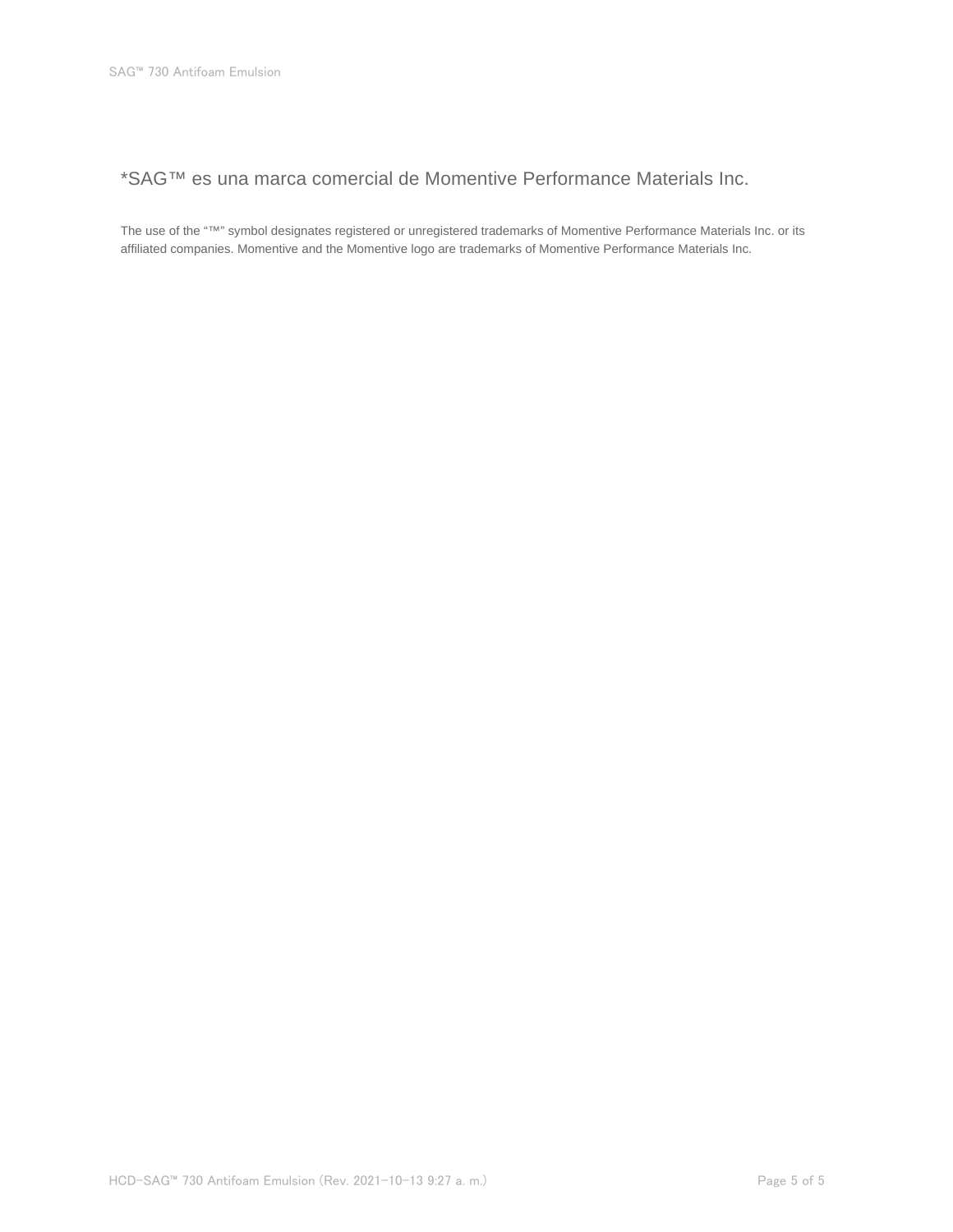*SAG™ es una marca comercial de Momentive Performance Materials Inc.

The use of the "™" symbol designates registered or unregistered trademarks of Momentive Performance Materials Inc. or its affiliated companies. Momentive and the Momentive logo are trademarks of Momentive Performance Materials Inc.